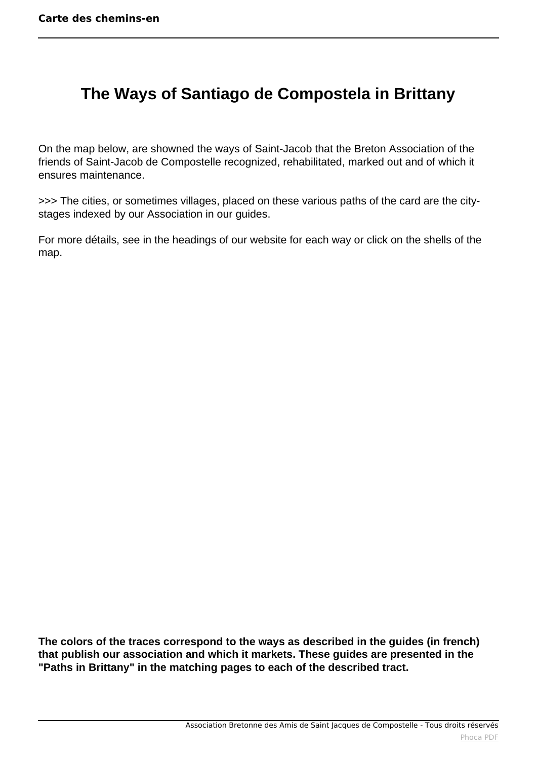# The Ways of Santiago de Compostela in Brittany

On the map below, are showned the ways of Saint-Jacob that the Breton Association of the friends of Saint-Jacob de Compostelle recognized, rehabilitated, marked out and of which it ensures maintenance.

>>> The cities, or sometimes villages, placed on these various paths of the card are the city-stages indexed by our Association in our guides.

For more détails, see in the headings of our website for each way or click on the shells of the map.

**The colors of the traces correspond to the ways as described in the guides (in french) that publish our association and which it markets. These guides are presented in the "Paths in Brittany" in the matching pages to each of the described tract.**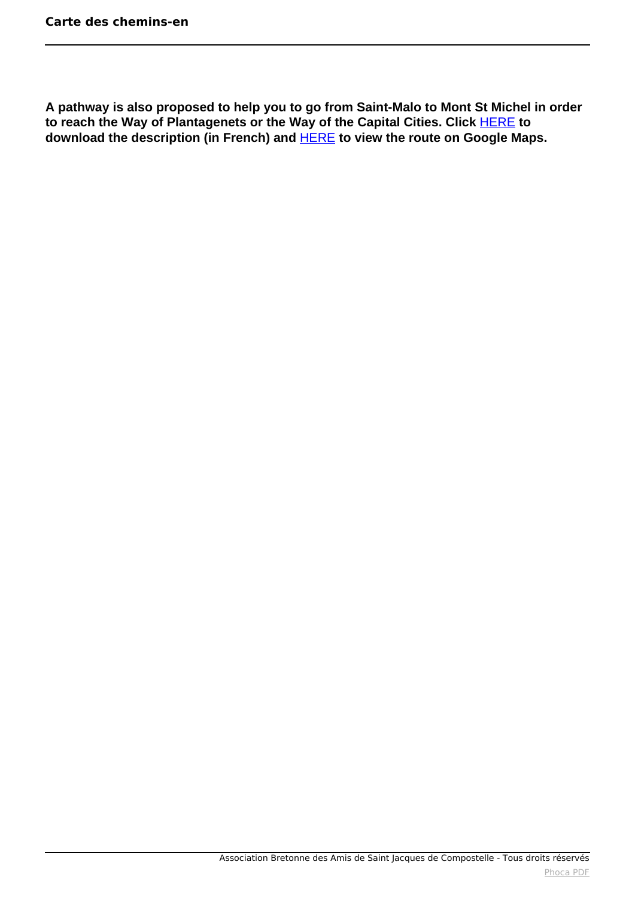**A pathway is also proposed to help you to go from Saint-Malo to Mont St Michel in order to reach the Way of Plantagenets or the Way of the Capital Cities. Click HERE to download the description (in French) and HERE to view the route on Google Maps.**